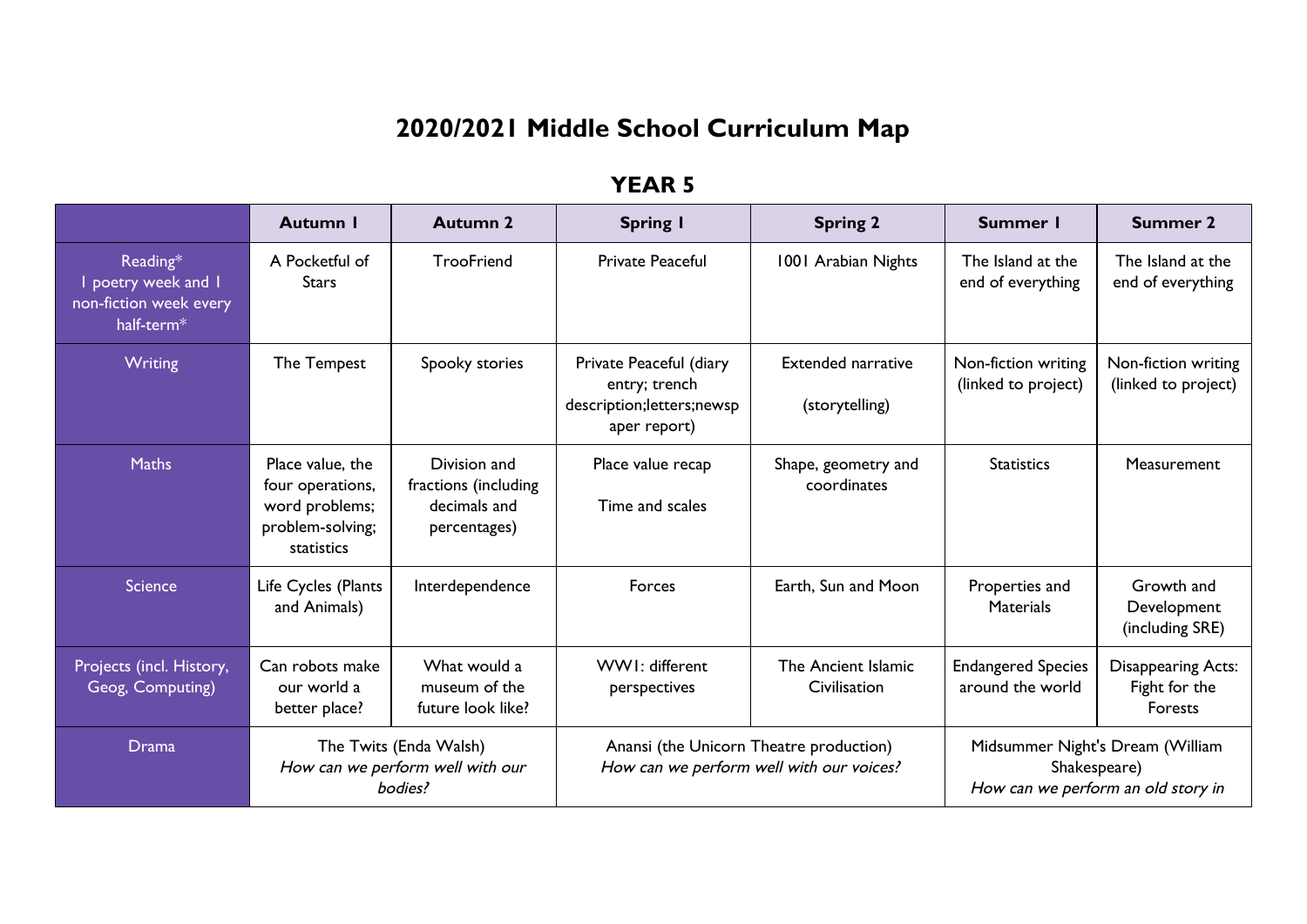# 2020/2021 Middle School Curriculum Map

## YEAR 5

| | Autumn 1 | Autumn 2 | Spring 1 | Spring 2 | Summer 1 | Summer 2 |
|---|---|---|---|---|---|---|
| Reading* 1 poetry week and 1 non-fiction week every half-term* | A Pocketful of Stars | TrooFriend | Private Peaceful | 1001 Arabian Nights | The Island at the end of everything | The Island at the end of everything |
| Writing | The Tempest | Spooky stories | Private Peaceful (diary entry; trench description;letters;newspaper report) | Extended narrative (storytelling) | Non-fiction writing (linked to project) | Non-fiction writing (linked to project) |
| Maths | Place value, the four operations, word problems; problem-solving; statistics | Division and fractions (including decimals and percentages) | Place value recap Time and scales | Shape, geometry and coordinates | Statistics | Measurement |
| Science | Life Cycles (Plants and Animals) | Interdependence | Forces | Earth, Sun and Moon | Properties and Materials | Growth and Development (including SRE) |
| Projects (incl. History, Geog, Computing) | Can robots make our world a better place? | What would a museum of the future look like? | WW1: different perspectives | The Ancient Islamic Civilisation | Endangered Species around the world | Disappearing Acts: Fight for the Forests |
| Drama | The Twits (Enda Walsh) *How can we perform well with our bodies?* | | Anansi (the Unicorn Theatre production) *How can we perform well with our voices?* | | Midsummer Night's Dream (William Shakespeare) *How can we perform an old story in* | |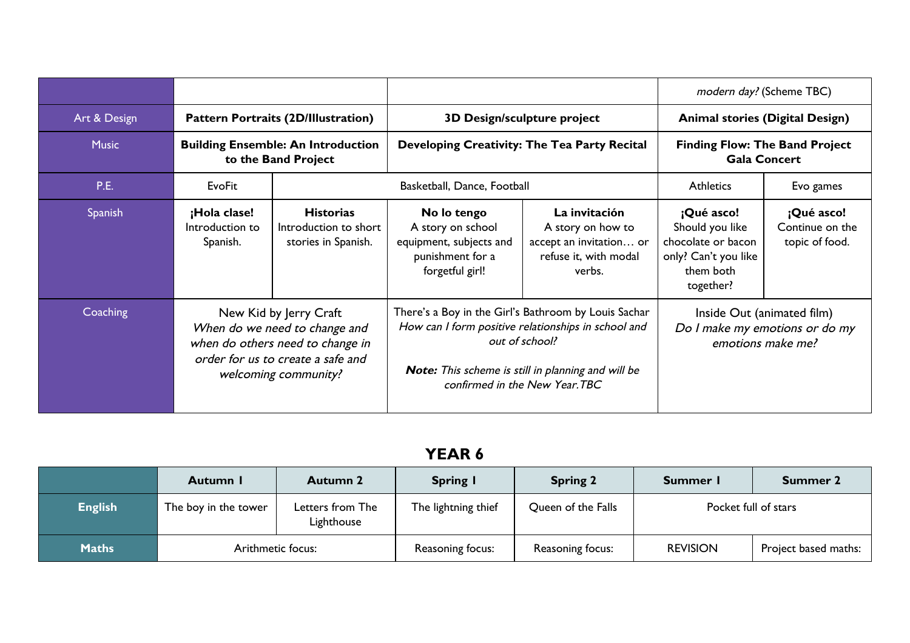| | | | | | | |
|---|---|---|---|---|---|---|
| | | | | | *modern day?* (Scheme TBC) | |
| Art & Design | **Pattern Portraits (2D/Illustration)** | | **3D Design/sculpture project** | | **Animal stories (Digital Design)** | |
| Music | **Building Ensemble: An Introduction to the Band Project** | | **Developing Creativity: The Tea Party Recital** | | **Finding Flow: The Band Project Gala Concert** | |
| P.E. | EvoFit | Basketball, Dance, Football | | | Athletics | Evo games |
| Spanish | **¡Hola clase!** Introduction to Spanish. | **Historias** Introduction to short stories in Spanish. | **No lo tengo** A story on school equipment, subjects and punishment for a forgetful girl! | **La invitación** A story on how to accept an invitation… or refuse it, with modal verbs. | **¡Qué asco!** Should you like chocolate or bacon only? Can't you like them both together? | **¡Qué asco!** Continue on the topic of food. |
| Coaching | New Kid by Jerry Craft *When do we need to change and when do others need to change in order for us to create a safe and welcoming community?* | | There's a Boy in the Girl's Bathroom by Louis Sachar *How can I form positive relationships in school and out of school?* ***Note:*** *This scheme is still in planning and will be confirmed in the New Year.TBC* | | Inside Out (animated film) *Do I make my emotions or do my emotions make me?* | |

## YEAR 6

| | Autumn 1 | Autumn 2 | Spring 1 | Spring 2 | Summer 1 | Summer 2 |
|---|---|---|---|---|---|---|
| **English** | The boy in the tower | Letters from The Lighthouse | The lightning thief | Queen of the Falls | Pocket full of stars | |
| **Maths** | Arithmetic focus: | | Reasoning focus: | Reasoning focus: | REVISION | Project based maths: |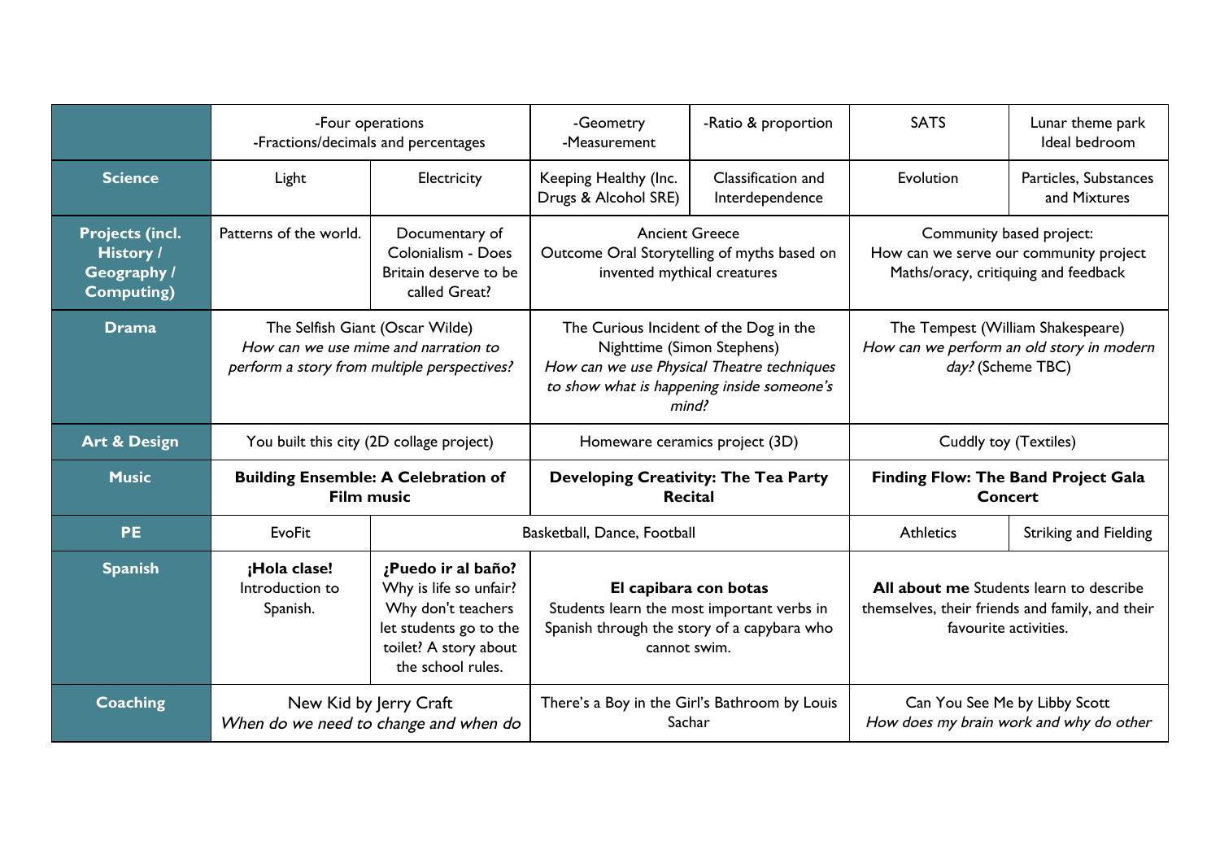| | | | | | | |
|---|---|---|---|---|---|---|
| | -Four operations<br>-Fractions/decimals and percentages | | -Geometry<br>-Measurement | -Ratio & proportion | SATS | Lunar theme park<br>Ideal bedroom |
| **Science** | Light | Electricity | Keeping Healthy (Inc. Drugs & Alcohol SRE) | Classification and Interdependence | Evolution | Particles, Substances and Mixtures |
| **Projects (incl. History / Geography / Computing)** | Patterns of the world. | Documentary of Colonialism - Does Britain deserve to be called Great? | Ancient Greece<br>Outcome Oral Storytelling of myths based on invented mythical creatures | | Community based project:<br>How can we serve our community project<br>Maths/oracy, critiquing and feedback | |
| **Drama** | The Selfish Giant (Oscar Wilde)<br>*How can we use mime and narration to perform a story from multiple perspectives?* | | The Curious Incident of the Dog in the Nighttime (Simon Stephens)<br>*How can we use Physical Theatre techniques to show what is happening inside someone's mind?* | | The Tempest (William Shakespeare)<br>*How can we perform an old story in modern day?* (Scheme TBC) | |
| **Art & Design** | You built this city (2D collage project) | | Homeware ceramics project (3D) | | Cuddly toy (Textiles) | |
| **Music** | **Building Ensemble: A Celebration of Film music** | | **Developing Creativity: The Tea Party Recital** | | **Finding Flow: The Band Project Gala Concert** | |
| **PE** | EvoFit | Basketball, Dance, Football | | | Athletics | Striking and Fielding |
| **Spanish** | **¡Hola clase!**<br>Introduction to Spanish. | **¿Puedo ir al baño?**<br>Why is life so unfair? Why don't teachers let students go to the toilet? A story about the school rules. | **El capibara con botas**<br>Students learn the most important verbs in Spanish through the story of a capybara who cannot swim. | | **All about me** Students learn to describe themselves, their friends and family, and their favourite activities. | |
| **Coaching** | New Kid by Jerry Craft<br>*When do we need to change and when do* | | There's a Boy in the Girl's Bathroom by Louis Sachar | | Can You See Me by Libby Scott<br>*How does my brain work and why do other* | |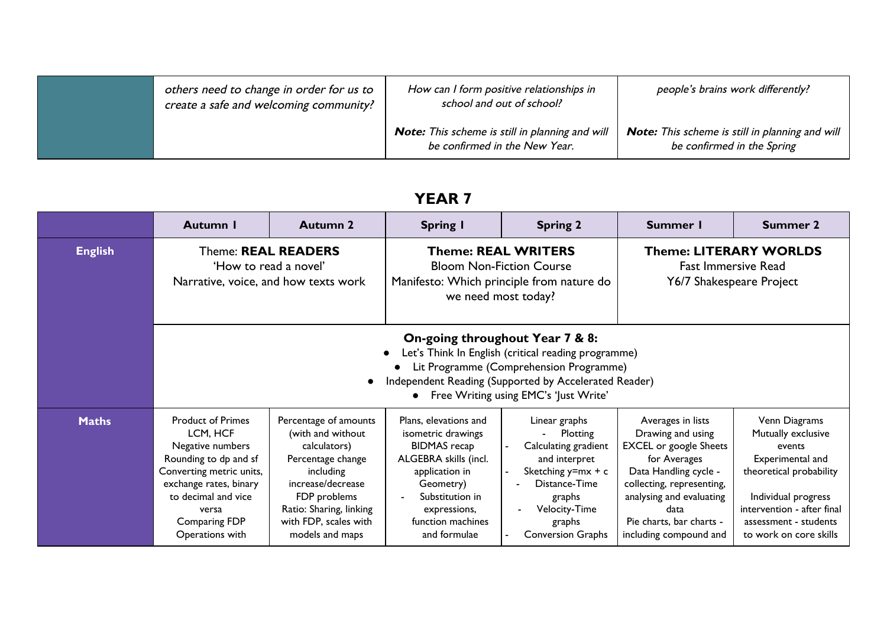| | | | |
|---|---|---|---|
| | *others need to change in order for us to create a safe and welcoming community?* | *How can I form positive relationships in school and out of school?*<br><br>***Note:*** *This scheme is still in planning and will be confirmed in the New Year.* | *people's brains work differently?*<br><br>***Note:*** *This scheme is still in planning and will be confirmed in the Spring* |

## YEAR 7

| | Autumn 1 | Autumn 2 | Spring 1 | Spring 2 | Summer 1 | Summer 2 |
|---|---|---|---|---|---|---|
| **English** | Theme: **REAL READERS**<br>'How to read a novel'<br>Narrative, voice, and how texts work | | **Theme: REAL WRITERS**<br>Bloom Non-Fiction Course<br>Manifesto: Which principle from nature do we need most today? | | **Theme: LITERARY WORLDS**<br>Fast Immersive Read<br>Y6/7 Shakespeare Project | |
| | **On-going throughout Year 7 & 8:**<br>• Let's Think In English (critical reading programme)<br>• Lit Programme (Comprehension Programme)<br>• Independent Reading (Supported by Accelerated Reader)<br>• Free Writing using EMC's 'Just Write' | | | | | |
| **Maths** | Product of Primes<br>LCM, HCF<br>Negative numbers<br>Rounding to dp and sf<br>Converting metric units, exchange rates, binary to decimal and vice versa<br>Comparing FDP<br>Operations with | Percentage of amounts (with and without calculators)<br>Percentage change including increase/decrease<br>FDP problems<br>Ratio: Sharing, linking with FDP, scales with models and maps | Plans, elevations and isometric drawings<br>BIDMAS recap<br>ALGEBRA skills (incl. application in Geometry)<br>- Substitution in expressions, function machines and formulae | Linear graphs<br>- Plotting<br>- Calculating gradient and interpret<br>- Sketching y=mx + c<br>- Distance-Time graphs<br>- Velocity-Time graphs<br>- Conversion Graphs | Averages in lists<br>Drawing and using EXCEL or google Sheets for Averages<br>Data Handling cycle - collecting, representing, analysing and evaluating data<br>Pie charts, bar charts - including compound and | Venn Diagrams<br>Mutually exclusive events<br>Experimental and theoretical probability<br><br>Individual progress intervention - after final assessment - students to work on core skills |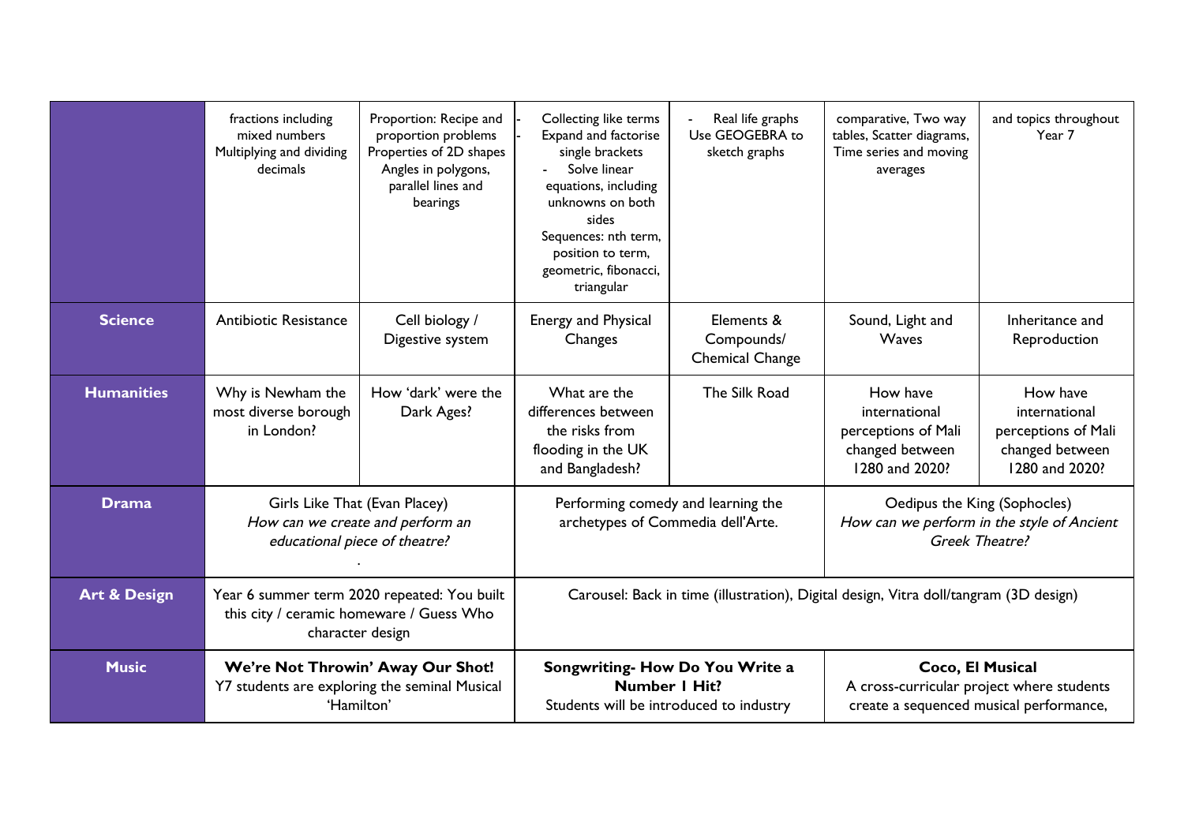| | | | | | | |
|---|---|---|---|---|---|---|
| | fractions including mixed numbers Multiplying and dividing decimals | Proportion: Recipe and proportion problems Properties of 2D shapes Angles in polygons, parallel lines and bearings | - Collecting like terms - Expand and factorise single brackets - Solve linear equations, including unknowns on both sides Sequences: nth term, position to term, geometric, fibonacci, triangular | - Real life graphs Use GEOGEBRA to sketch graphs | comparative, Two way tables, Scatter diagrams, Time series and moving averages | and topics throughout Year 7 |
| **Science** | Antibiotic Resistance | Cell biology / Digestive system | Energy and Physical Changes | Elements & Compounds/ Chemical Change | Sound, Light and Waves | Inheritance and Reproduction |
| **Humanities** | Why is Newham the most diverse borough in London? | How 'dark' were the Dark Ages? | What are the differences between the risks from flooding in the UK and Bangladesh? | The Silk Road | How have international perceptions of Mali changed between 1280 and 2020? | How have international perceptions of Mali changed between 1280 and 2020? |
| **Drama** | Girls Like That (Evan Placey) *How can we create and perform an educational piece of theatre?* . | | Performing comedy and learning the archetypes of Commedia dell'Arte. | | Oedipus the King (Sophocles) *How can we perform in the style of Ancient Greek Theatre?* | |
| **Art & Design** | Year 6 summer term 2020 repeated: You built this city / ceramic homeware / Guess Who character design | | Carousel: Back in time (illustration), Digital design, Vitra doll/tangram (3D design) | | | |
| **Music** | **We're Not Throwin' Away Our Shot!** Y7 students are exploring the seminal Musical 'Hamilton' | | **Songwriting- How Do You Write a Number 1 Hit?** Students will be introduced to industry | | **Coco, El Musical** A cross-curricular project where students create a sequenced musical performance, | |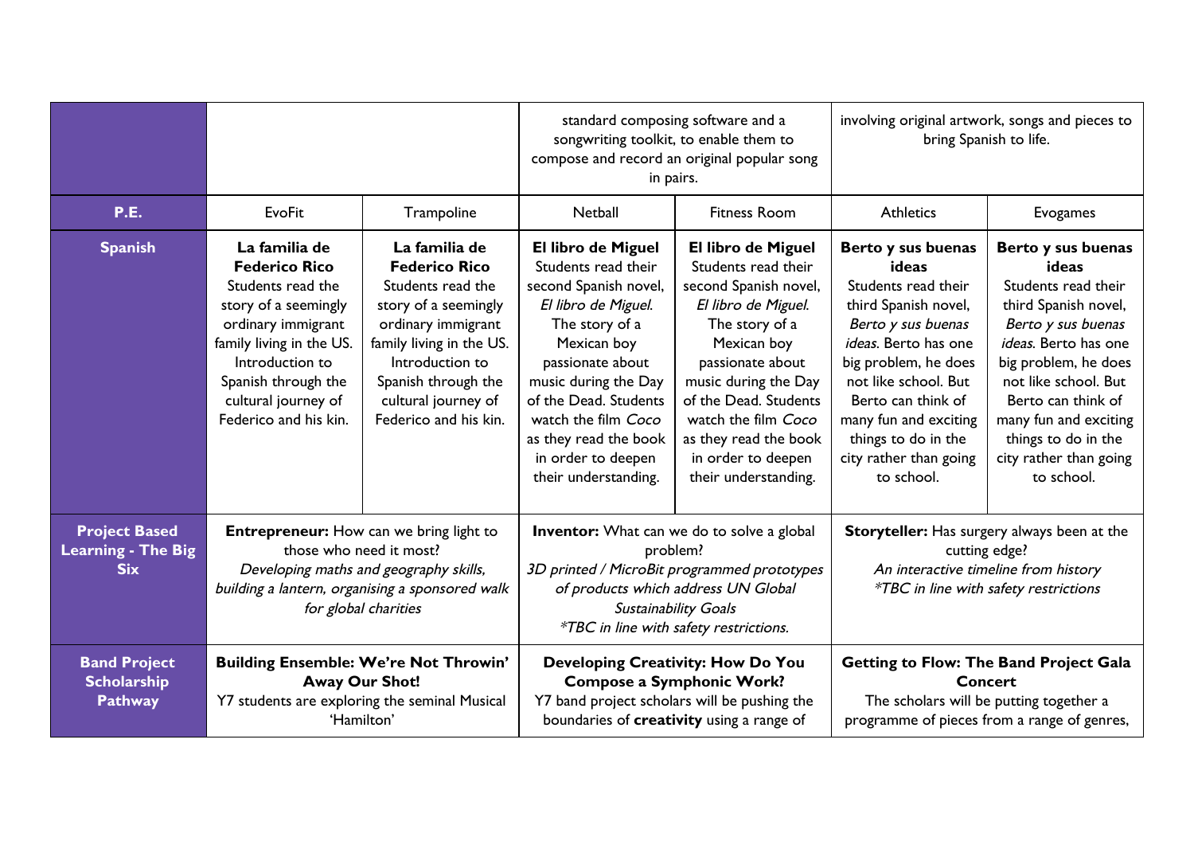| | | | | | | |
|---|---|---|---|---|---|---|
| | | | standard composing software and a songwriting toolkit, to enable them to compose and record an original popular song in pairs. | | involving original artwork, songs and pieces to bring Spanish to life. | |
| **P.E.** | EvoFit | Trampoline | Netball | Fitness Room | Athletics | Evogames |
| **Spanish** | **La familia de Federico Rico** Students read the story of a seemingly ordinary immigrant family living in the US. Introduction to Spanish through the cultural journey of Federico and his kin. | **La familia de Federico Rico** Students read the story of a seemingly ordinary immigrant family living in the US. Introduction to Spanish through the cultural journey of Federico and his kin. | **El libro de Miguel** Students read their second Spanish novel, *El libro de Miguel.* The story of a Mexican boy passionate about music during the Day of the Dead. Students watch the film *Coco* as they read the book in order to deepen their understanding. | **El libro de Miguel** Students read their second Spanish novel, *El libro de Miguel.* The story of a Mexican boy passionate about music during the Day of the Dead. Students watch the film *Coco* as they read the book in order to deepen their understanding. | **Berto y sus buenas ideas** Students read their third Spanish novel, *Berto y sus buenas ideas.* Berto has one big problem, he does not like school. But Berto can think of many fun and exciting things to do in the city rather than going to school. | **Berto y sus buenas ideas** Students read their third Spanish novel, *Berto y sus buenas ideas.* Berto has one big problem, he does not like school. But Berto can think of many fun and exciting things to do in the city rather than going to school. |
| **Project Based Learning - The Big Six** | **Entrepreneur:** How can we bring light to those who need it most? *Developing maths and geography skills, building a lantern, organising a sponsored walk for global charities* | | **Inventor:** What can we do to solve a global problem? *3D printed / MicroBit programmed prototypes of products which address UN Global Sustainability Goals* *\*TBC in line with safety restrictions.* | | **Storyteller:** Has surgery always been at the cutting edge? *An interactive timeline from history* *\*TBC in line with safety restrictions* | |
| **Band Project Scholarship Pathway** | **Building Ensemble: We're Not Throwin' Away Our Shot!** Y7 students are exploring the seminal Musical 'Hamilton' | | **Developing Creativity: How Do You Compose a Symphonic Work?** Y7 band project scholars will be pushing the boundaries of **creativity** using a range of | | **Getting to Flow: The Band Project Gala Concert** The scholars will be putting together a programme of pieces from a range of genres, | |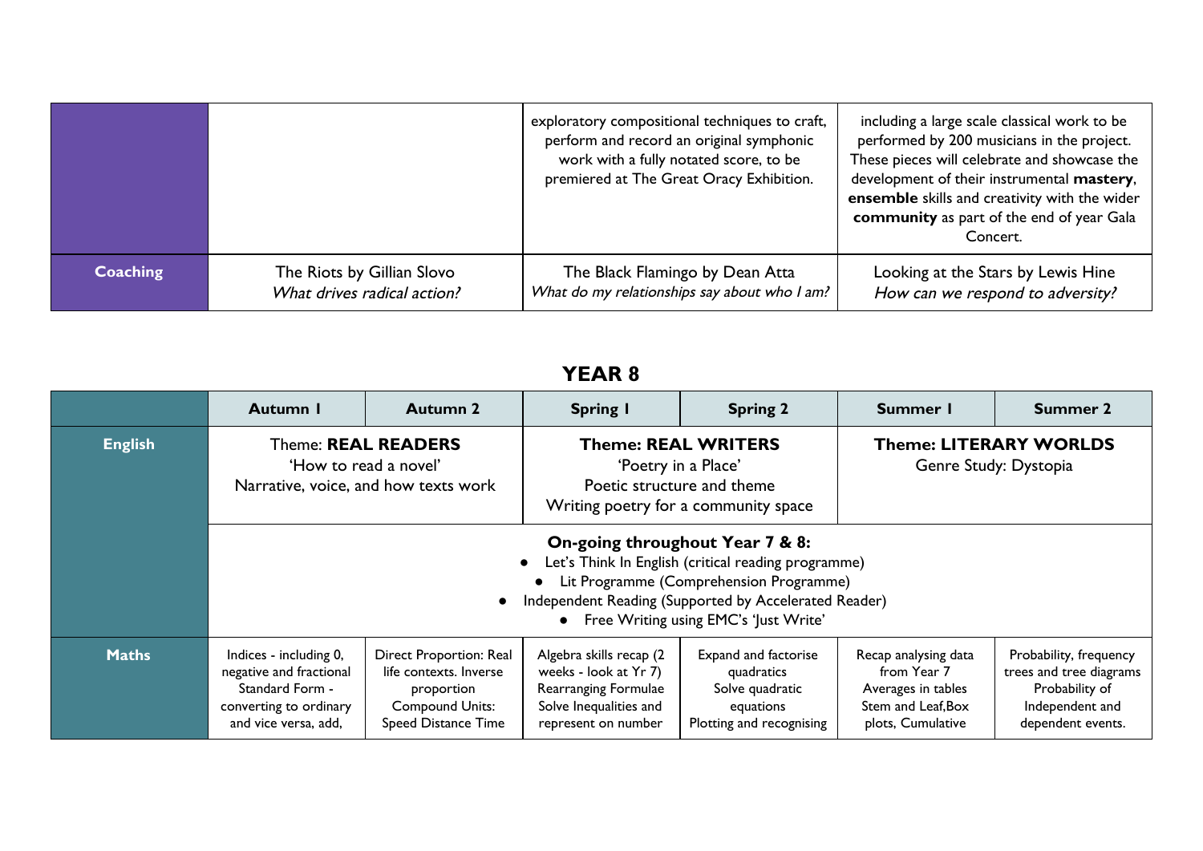| | | | |
|---|---|---|---|
| | | exploratory compositional techniques to craft, perform and record an original symphonic work with a fully notated score, to be premiered at The Great Oracy Exhibition. | including a large scale classical work to be performed by 200 musicians in the project. These pieces will celebrate and showcase the development of their instrumental **mastery**, **ensemble** skills and creativity with the wider **community** as part of the end of year Gala Concert. |
| **Coaching** | The Riots by Gillian Slovo<br>*What drives radical action?* | The Black Flamingo by Dean Atta<br>*What do my relationships say about who I am?* | Looking at the Stars by Lewis Hine<br>*How can we respond to adversity?* |

## YEAR 8

| | Autumn 1 | Autumn 2 | Spring 1 | Spring 2 | Summer 1 | Summer 2 |
|---|---|---|---|---|---|---|
| **English** | Theme: **REAL READERS**<br>'How to read a novel'<br>Narrative, voice, and how texts work | | **Theme: REAL WRITERS**<br>'Poetry in a Place'<br>Poetic structure and theme<br>Writing poetry for a community space | | **Theme: LITERARY WORLDS**<br>Genre Study: Dystopia | |
| | **On-going throughout Year 7 & 8:**<br>• Let's Think In English (critical reading programme)<br>• Lit Programme (Comprehension Programme)<br>• Independent Reading (Supported by Accelerated Reader)<br>• Free Writing using EMC's 'Just Write' | | | | | |
| **Maths** | Indices - including 0, negative and fractional<br>Standard Form - converting to ordinary and vice versa, add, | Direct Proportion: Real life contexts. Inverse proportion<br>Compound Units: Speed Distance Time | Algebra skills recap (2 weeks - look at Yr 7)<br>Rearranging Formulae<br>Solve Inequalities and represent on number | Expand and factorise quadratics<br>Solve quadratic equations<br>Plotting and recognising | Recap analysing data from Year 7<br>Averages in tables<br>Stem and Leaf,Box plots, Cumulative | Probability, frequency trees and tree diagrams<br>Probability of Independent and dependent events. |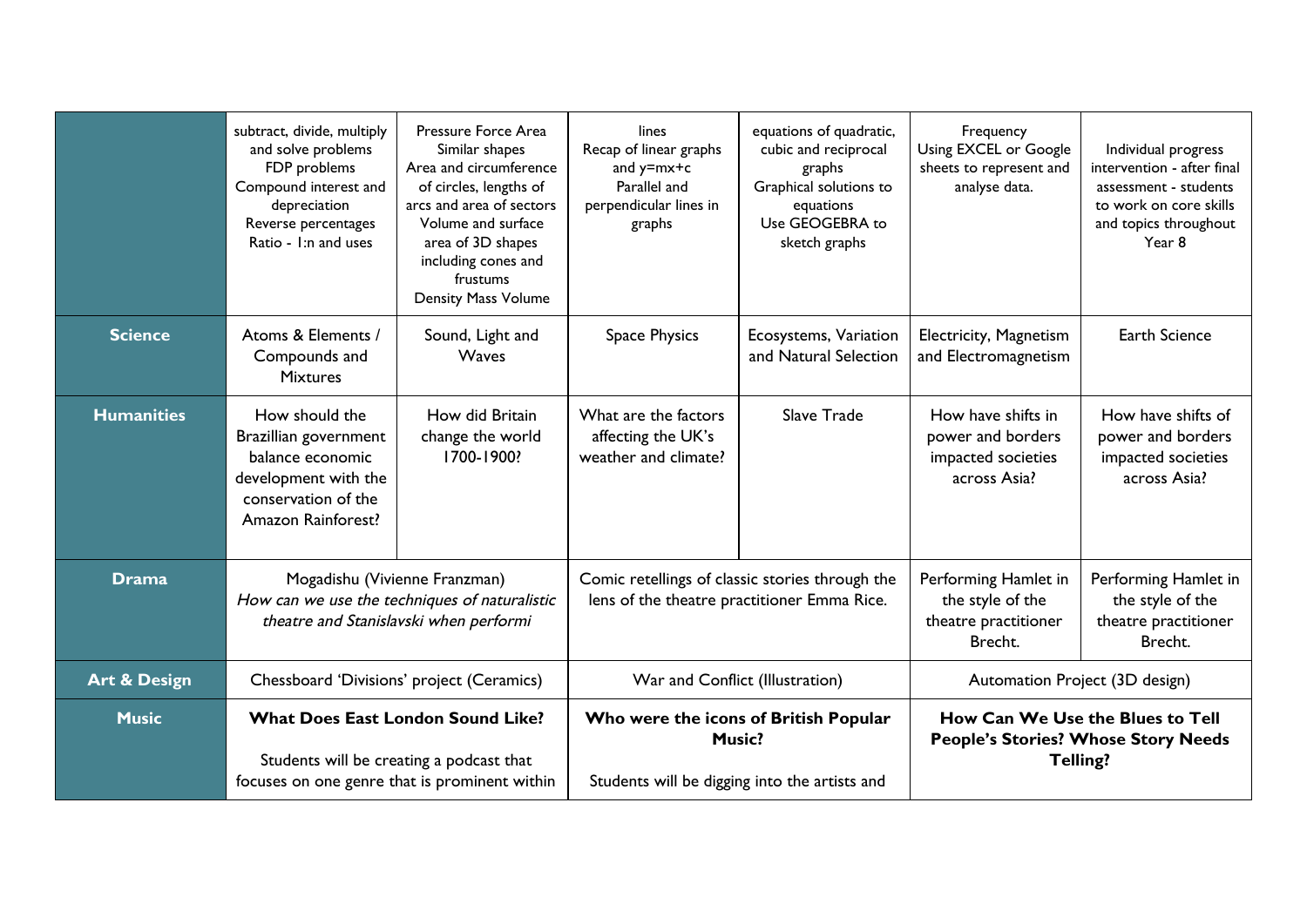| | | | | | | |
|---|---|---|---|---|---|---|
| | subtract, divide, multiply and solve problems<br>FDP problems<br>Compound interest and depreciation<br>Reverse percentages<br>Ratio - 1:n and uses | Pressure Force Area<br>Similar shapes<br>Area and circumference of circles, lengths of arcs and area of sectors<br>Volume and surface area of 3D shapes including cones and frustums<br>Density Mass Volume | lines<br>Recap of linear graphs and y=mx+c<br>Parallel and perpendicular lines in graphs | equations of quadratic, cubic and reciprocal graphs<br>Graphical solutions to equations<br>Use GEOGEBRA to sketch graphs | Frequency<br>Using EXCEL or Google sheets to represent and analyse data. | Individual progress intervention - after final assessment - students to work on core skills and topics throughout Year 8 |
| **Science** | Atoms & Elements / Compounds and Mixtures | Sound, Light and Waves | Space Physics | Ecosystems, Variation and Natural Selection | Electricity, Magnetism and Electromagnetism | Earth Science |
| **Humanities** | How should the Brazillian government balance economic development with the conservation of the Amazon Rainforest? | How did Britain change the world 1700-1900? | What are the factors affecting the UK's weather and climate? | Slave Trade | How have shifts in power and borders impacted societies across Asia? | How have shifts of power and borders impacted societies across Asia? |
| **Drama** | Mogadishu (Vivienne Franzman)<br>*How can we use the techniques of naturalistic theatre and Stanislavski when performi* | | Comic retellings of classic stories through the lens of the theatre practitioner Emma Rice. | | Performing Hamlet in the style of the theatre practitioner Brecht. | Performing Hamlet in the style of the theatre practitioner Brecht. |
| **Art & Design** | Chessboard 'Divisions' project (Ceramics) | | War and Conflict (Illustration) | | Automation Project (3D design) | |
| **Music** | **What Does East London Sound Like?**<br>Students will be creating a podcast that focuses on one genre that is prominent within | | **Who were the icons of British Popular Music?**<br>Students will be digging into the artists and | | **How Can We Use the Blues to Tell People's Stories? Whose Story Needs Telling?** | |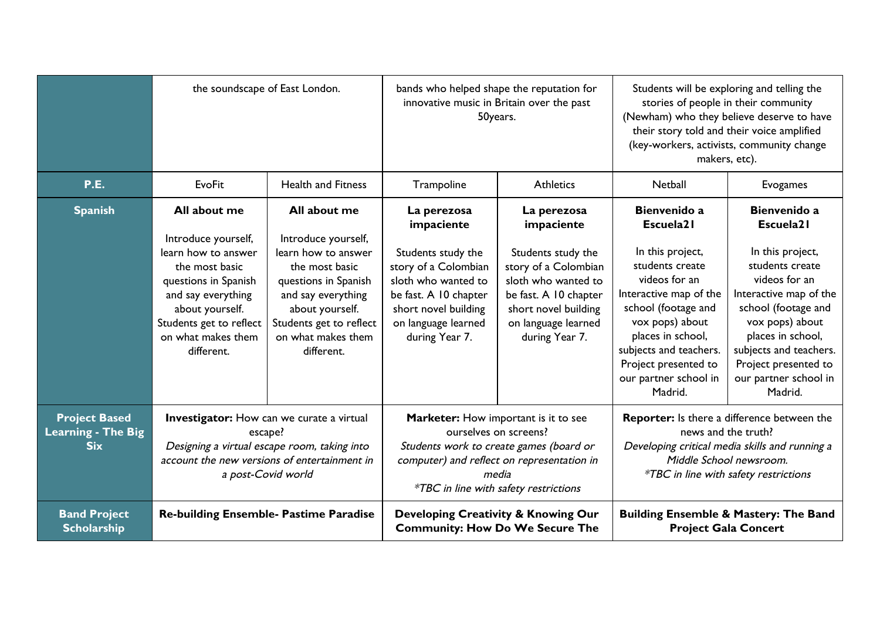| | | | | | | |
|---|---|---|---|---|---|---|
| | the soundscape of East London. | | bands who helped shape the reputation for innovative music in Britain over the past 50years. | | Students will be exploring and telling the stories of people in their community (Newham) who they believe deserve to have their story told and their voice amplified (key-workers, activists, community change makers, etc). | |
| **P.E.** | EvoFit | Health and Fitness | Trampoline | Athletics | Netball | Evogames |
| **Spanish** | **All about me**<br><br>Introduce yourself, learn how to answer the most basic questions in Spanish and say everything about yourself. Students get to reflect on what makes them different. | **All about me**<br><br>Introduce yourself, learn how to answer the most basic questions in Spanish and say everything about yourself. Students get to reflect on what makes them different. | **La perezosa impaciente**<br><br>Students study the story of a Colombian sloth who wanted to be fast. A 10 chapter short novel building on language learned during Year 7. | **La perezosa impaciente**<br><br>Students study the story of a Colombian sloth who wanted to be fast. A 10 chapter short novel building on language learned during Year 7. | **Bienvenido a Escuela21**<br><br>In this project, students create videos for an Interactive map of the school (footage and vox pops) about places in school, subjects and teachers. Project presented to our partner school in Madrid. | **Bienvenido a Escuela21**<br><br>In this project, students create videos for an Interactive map of the school (footage and vox pops) about places in school, subjects and teachers. Project presented to our partner school in Madrid. |
| **Project Based Learning - The Big Six** | **Investigator:** How can we curate a virtual escape?<br>*Designing a virtual escape room, taking into account the new versions of entertainment in a post-Covid world* | | **Marketer:** How important is it to see ourselves on screens?<br>*Students work to create games (board or computer) and reflect on representation in media*<br>*\*TBC in line with safety restrictions* | | **Reporter:** Is there a difference between the news and the truth?<br>*Developing critical media skills and running a Middle School newsroom.*<br>*\*TBC in line with safety restrictions* | |
| **Band Project Scholarship** | **Re-building Ensemble- Pastime Paradise** | | **Developing Creativity & Knowing Our Community: How Do We Secure The** | | **Building Ensemble & Mastery: The Band Project Gala Concert** | |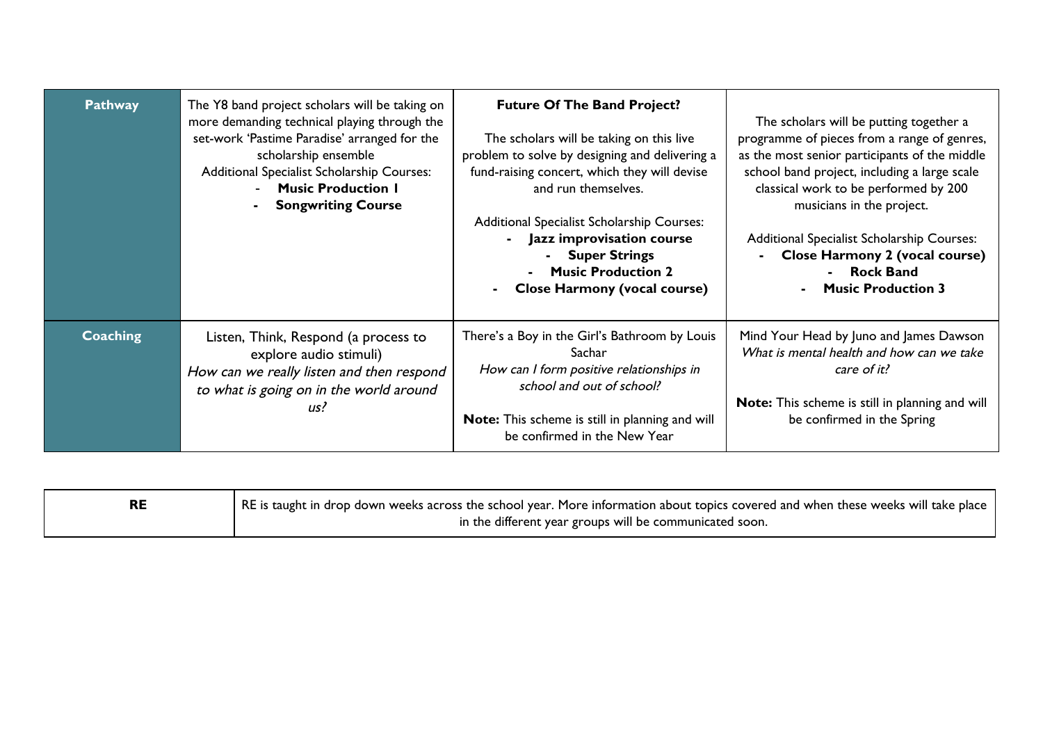| | | | |
|---|---|---|---|
| **Pathway** | The Y8 band project scholars will be taking on more demanding technical playing through the set-work 'Pastime Paradise' arranged for the scholarship ensemble<br>Additional Specialist Scholarship Courses:<br>- **Music Production 1**<br>- **Songwriting Course** | **Future Of The Band Project?**<br><br>The scholars will be taking on this live problem to solve by designing and delivering a fund-raising concert, which they will devise and run themselves.<br><br>Additional Specialist Scholarship Courses:<br>- **Jazz improvisation course**<br>- **Super Strings**<br>- **Music Production 2**<br>- **Close Harmony (vocal course)** | The scholars will be putting together a programme of pieces from a range of genres, as the most senior participants of the middle school band project, including a large scale classical work to be performed by 200 musicians in the project.<br><br>Additional Specialist Scholarship Courses:<br>- **Close Harmony 2 (vocal course)**<br>- **Rock Band**<br>- **Music Production 3** |
| **Coaching** | Listen, Think, Respond (a process to explore audio stimuli)<br>*How can we really listen and then respond to what is going on in the world around us?* | There's a Boy in the Girl's Bathroom by Louis Sachar<br>*How can I form positive relationships in school and out of school?*<br><br>**Note:** This scheme is still in planning and will be confirmed in the New Year | Mind Your Head by Juno and James Dawson<br>*What is mental health and how can we take care of it?*<br><br>**Note:** This scheme is still in planning and will be confirmed in the Spring |

| | |
|---|---|
| **RE** | RE is taught in drop down weeks across the school year. More information about topics covered and when these weeks will take place in the different year groups will be communicated soon. |